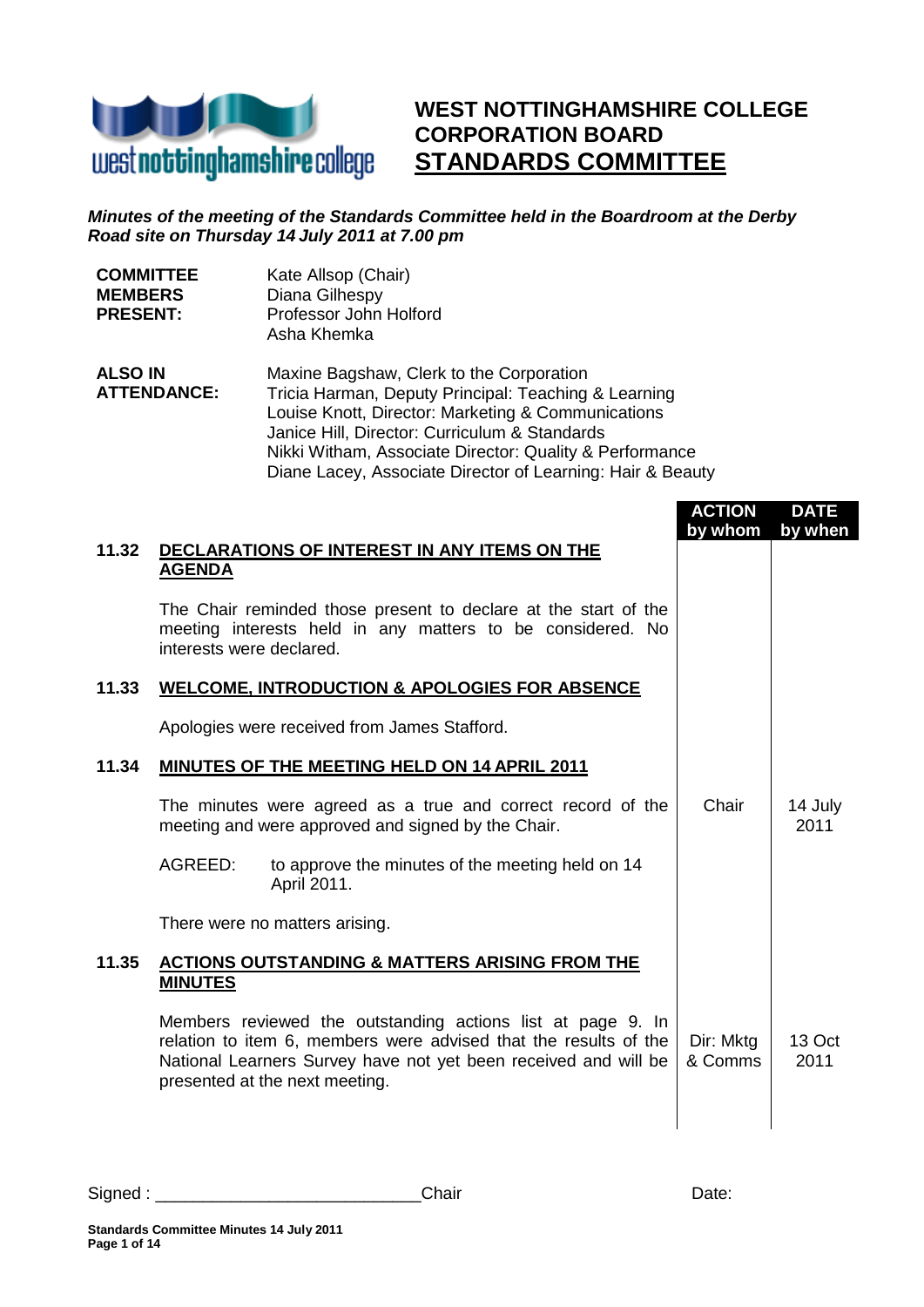# WEST NOTTINGHAMSHIRE COLLEGE CORPORATION BOARD

## STANDARDS COMMITTEE

***Minutes of the meeting of the Standards Committee held in the Boardroom at the Derby Road site on Thursday 14 July 2011 at 7.00 pm***

| | |
|---|---|
| **COMMITTEE MEMBERS PRESENT:** | Kate Allsop (Chair)<br>Diana Gilhespy<br>Professor John Holford<br>Asha Khemka |
| **ALSO IN ATTENDANCE:** | Maxine Bagshaw, Clerk to the Corporation<br>Tricia Harman, Deputy Principal: Teaching & Learning<br>Louise Knott, Director: Marketing & Communications<br>Janice Hill, Director: Curriculum & Standards<br>Nikki Witham, Associate Director: Quality & Performance<br>Diane Lacey, Associate Director of Learning: Hair & Beauty |

| | | ACTION by whom | DATE by when |
|---|---|---|---|
| **11.32** | **DECLARATIONS OF INTEREST IN ANY ITEMS ON THE AGENDA** | | |
| | The Chair reminded those present to declare at the start of the meeting interests held in any matters to be considered. No interests were declared. | | |
| **11.33** | **WELCOME, INTRODUCTION & APOLOGIES FOR ABSENCE** | | |
| | Apologies were received from James Stafford. | | |
| **11.34** | **MINUTES OF THE MEETING HELD ON 14 APRIL 2011** | | |
| | The minutes were agreed as a true and correct record of the meeting and were approved and signed by the Chair. | Chair | 14 July 2011 |
| | AGREED: to approve the minutes of the meeting held on 14 April 2011. | | |
| | There were no matters arising. | | |
| **11.35** | **ACTIONS OUTSTANDING & MATTERS ARISING FROM THE MINUTES** | | |
| | Members reviewed the outstanding actions list at page 9. In relation to item 6, members were advised that the results of the National Learners Survey have not yet been received and will be presented at the next meeting. | Dir: Mktg & Comms | 13 Oct 2011 |

Signed : ____________________________Chair Date: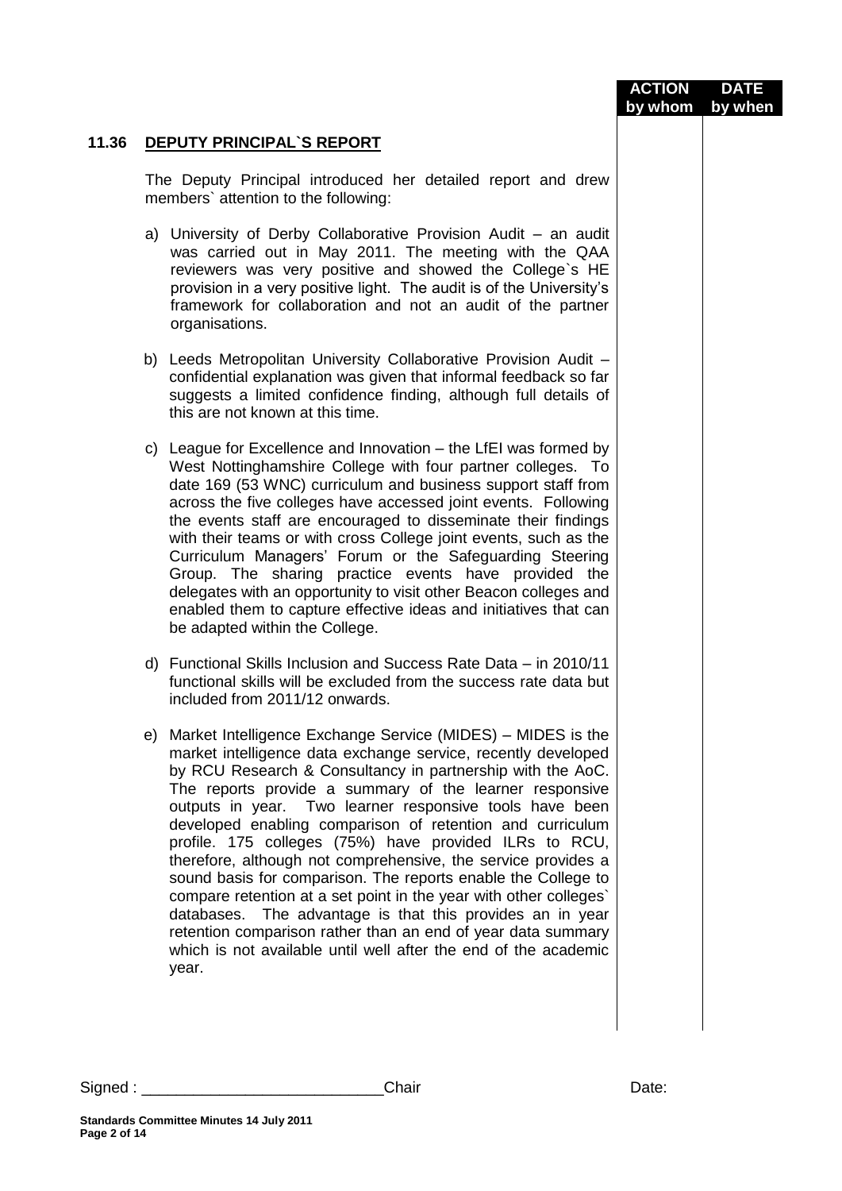| | | ACTION by whom | DATE by when |
|---|---|---|---|

**11.36 DEPUTY PRINCIPAL`S REPORT**

The Deputy Principal introduced her detailed report and drew members` attention to the following:

a) University of Derby Collaborative Provision Audit – an audit was carried out in May 2011. The meeting with the QAA reviewers was very positive and showed the College`s HE provision in a very positive light. The audit is of the University's framework for collaboration and not an audit of the partner organisations.

b) Leeds Metropolitan University Collaborative Provision Audit – confidential explanation was given that informal feedback so far suggests a limited confidence finding, although full details of this are not known at this time.

c) League for Excellence and Innovation – the LfEI was formed by West Nottinghamshire College with four partner colleges. To date 169 (53 WNC) curriculum and business support staff from across the five colleges have accessed joint events. Following the events staff are encouraged to disseminate their findings with their teams or with cross College joint events, such as the Curriculum Managers' Forum or the Safeguarding Steering Group. The sharing practice events have provided the delegates with an opportunity to visit other Beacon colleges and enabled them to capture effective ideas and initiatives that can be adapted within the College.

d) Functional Skills Inclusion and Success Rate Data – in 2010/11 functional skills will be excluded from the success rate data but included from 2011/12 onwards.

e) Market Intelligence Exchange Service (MIDES) – MIDES is the market intelligence data exchange service, recently developed by RCU Research & Consultancy in partnership with the AoC. The reports provide a summary of the learner responsive outputs in year. Two learner responsive tools have been developed enabling comparison of retention and curriculum profile. 175 colleges (75%) have provided ILRs to RCU, therefore, although not comprehensive, the service provides a sound basis for comparison. The reports enable the College to compare retention at a set point in the year with other colleges` databases. The advantage is that this provides an in year retention comparison rather than an end of year data summary which is not available until well after the end of the academic year.

Signed : ___________________________Chair Date:

**Standards Committee Minutes 14 July 2011**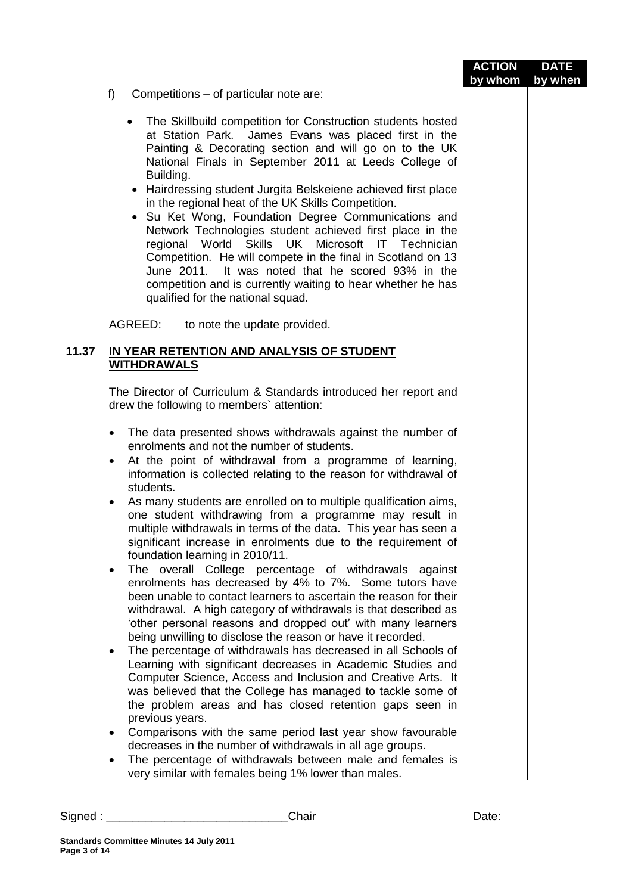| | ACTION by whom | DATE by when |
|---|---|---|

f) Competitions – of particular note are:

- The Skillbuild competition for Construction students hosted at Station Park. James Evans was placed first in the Painting & Decorating section and will go on to the UK National Finals in September 2011 at Leeds College of Building.
- Hairdressing student Jurgita Belskeiene achieved first place in the regional heat of the UK Skills Competition.
- Su Ket Wong, Foundation Degree Communications and Network Technologies student achieved first place in the regional World Skills UK Microsoft IT Technician Competition. He will compete in the final in Scotland on 13 June 2011. It was noted that he scored 93% in the competition and is currently waiting to hear whether he has qualified for the national squad.

AGREED: to note the update provided.

## 11.37 IN YEAR RETENTION AND ANALYSIS OF STUDENT WITHDRAWALS

The Director of Curriculum & Standards introduced her report and drew the following to members` attention:

- The data presented shows withdrawals against the number of enrolments and not the number of students.
- At the point of withdrawal from a programme of learning, information is collected relating to the reason for withdrawal of students.
- As many students are enrolled on to multiple qualification aims, one student withdrawing from a programme may result in multiple withdrawals in terms of the data. This year has seen a significant increase in enrolments due to the requirement of foundation learning in 2010/11.
- The overall College percentage of withdrawals against enrolments has decreased by 4% to 7%. Some tutors have been unable to contact learners to ascertain the reason for their withdrawal. A high category of withdrawals is that described as 'other personal reasons and dropped out' with many learners being unwilling to disclose the reason or have it recorded.
- The percentage of withdrawals has decreased in all Schools of Learning with significant decreases in Academic Studies and Computer Science, Access and Inclusion and Creative Arts. It was believed that the College has managed to tackle some of the problem areas and has closed retention gaps seen in previous years.
- Comparisons with the same period last year show favourable decreases in the number of withdrawals in all age groups.
- The percentage of withdrawals between male and females is very similar with females being 1% lower than males.

Signed : ___________________________Chair Date:

Standards Committee Minutes 14 July 2011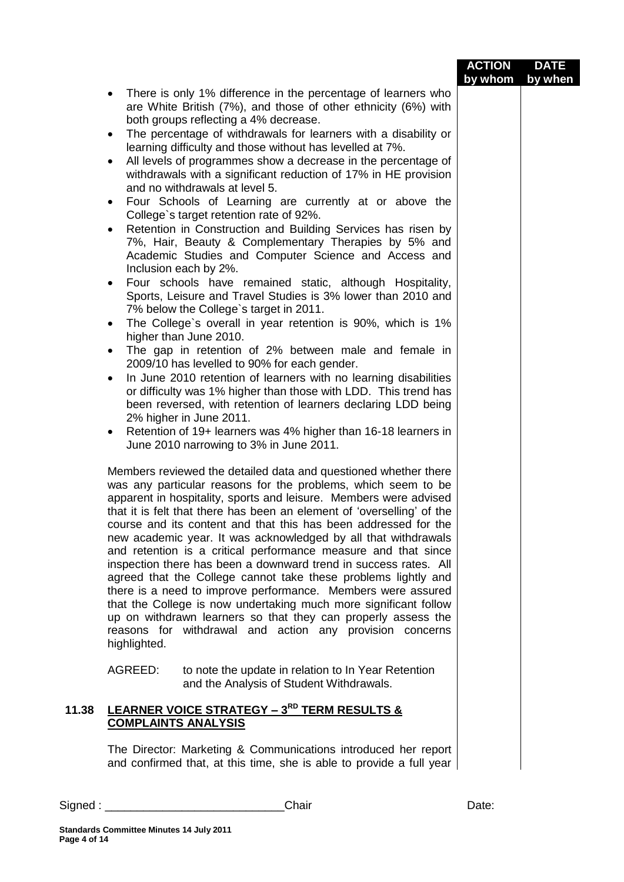| | ACTION by whom | DATE by when |
|---|---|---|

- There is only 1% difference in the percentage of learners who are White British (7%), and those of other ethnicity (6%) with both groups reflecting a 4% decrease.
- The percentage of withdrawals for learners with a disability or learning difficulty and those without has levelled at 7%.
- All levels of programmes show a decrease in the percentage of withdrawals with a significant reduction of 17% in HE provision and no withdrawals at level 5.
- Four Schools of Learning are currently at or above the College`s target retention rate of 92%.
- Retention in Construction and Building Services has risen by 7%, Hair, Beauty & Complementary Therapies by 5% and Academic Studies and Computer Science and Access and Inclusion each by 2%.
- Four schools have remained static, although Hospitality, Sports, Leisure and Travel Studies is 3% lower than 2010 and 7% below the College`s target in 2011.
- The College`s overall in year retention is 90%, which is 1% higher than June 2010.
- The gap in retention of 2% between male and female in 2009/10 has levelled to 90% for each gender.
- In June 2010 retention of learners with no learning disabilities or difficulty was 1% higher than those with LDD. This trend has been reversed, with retention of learners declaring LDD being 2% higher in June 2011.
- Retention of 19+ learners was 4% higher than 16-18 learners in June 2010 narrowing to 3% in June 2011.

Members reviewed the detailed data and questioned whether there was any particular reasons for the problems, which seem to be apparent in hospitality, sports and leisure. Members were advised that it is felt that there has been an element of 'overselling' of the course and its content and that this has been addressed for the new academic year. It was acknowledged by all that withdrawals and retention is a critical performance measure and that since inspection there has been a downward trend in success rates. All agreed that the College cannot take these problems lightly and there is a need to improve performance. Members were assured that the College is now undertaking much more significant follow up on withdrawn learners so that they can properly assess the reasons for withdrawal and action any provision concerns highlighted.

AGREED: to note the update in relation to In Year Retention and the Analysis of Student Withdrawals.

## 11.38 LEARNER VOICE STRATEGY – 3RD TERM RESULTS & COMPLAINTS ANALYSIS

The Director: Marketing & Communications introduced her report and confirmed that, at this time, she is able to provide a full year

Signed : \_\_\_\_\_\_\_\_\_\_\_\_\_\_\_\_\_\_\_\_\_\_\_\_\_\_\_\_Chair Date:

**Standards Committee Minutes 14 July 2011**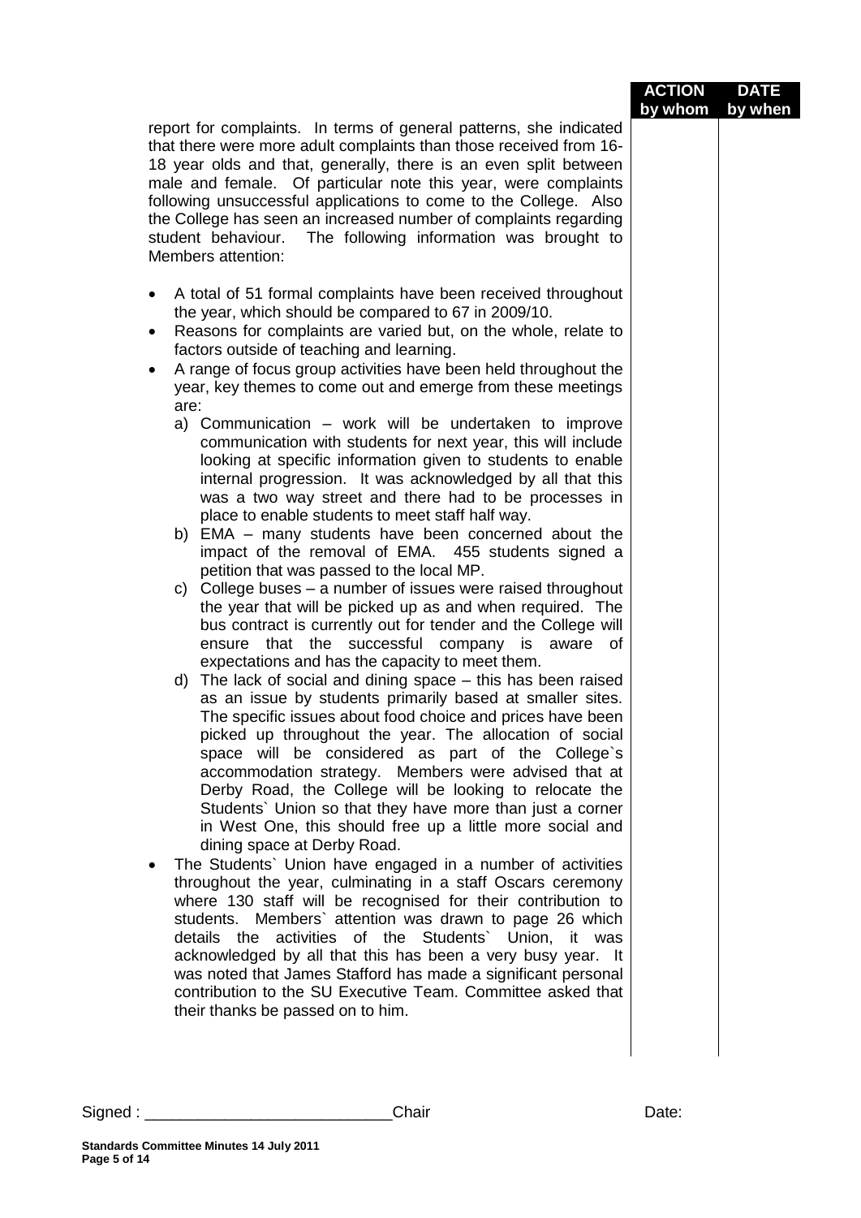| | ACTION by whom | DATE by when |
|---|---|---|
| report for complaints. In terms of general patterns, she indicated that there were more adult complaints than those received from 16-18 year olds and that, generally, there is an even split between male and female. Of particular note this year, were complaints following unsuccessful applications to come to the College. Also the College has seen an increased number of complaints regarding student behaviour. The following information was brought to Members attention: | | |

- A total of 51 formal complaints have been received throughout the year, which should be compared to 67 in 2009/10.
- Reasons for complaints are varied but, on the whole, relate to factors outside of teaching and learning.
- A range of focus group activities have been held throughout the year, key themes to come out and emerge from these meetings are:
  a) Communication – work will be undertaken to improve communication with students for next year, this will include looking at specific information given to students to enable internal progression. It was acknowledged by all that this was a two way street and there had to be processes in place to enable students to meet staff half way.
  b) EMA – many students have been concerned about the impact of the removal of EMA. 455 students signed a petition that was passed to the local MP.
  c) College buses – a number of issues were raised throughout the year that will be picked up as and when required. The bus contract is currently out for tender and the College will ensure that the successful company is aware of expectations and has the capacity to meet them.
  d) The lack of social and dining space – this has been raised as an issue by students primarily based at smaller sites. The specific issues about food choice and prices have been picked up throughout the year. The allocation of social space will be considered as part of the College`s accommodation strategy. Members were advised that at Derby Road, the College will be looking to relocate the Students` Union so that they have more than just a corner in West One, this should free up a little more social and dining space at Derby Road.
- The Students` Union have engaged in a number of activities throughout the year, culminating in a staff Oscars ceremony where 130 staff will be recognised for their contribution to students. Members` attention was drawn to page 26 which details the activities of the Students` Union, it was acknowledged by all that this has been a very busy year. It was noted that James Stafford has made a significant personal contribution to the SU Executive Team. Committee asked that their thanks be passed on to him.

Signed : ____________________________Chair Date:

**Standards Committee Minutes 14 July 2011**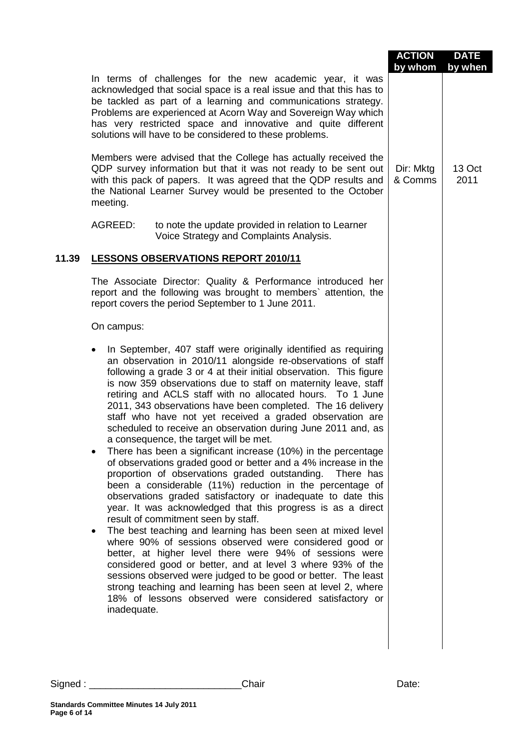| | ACTION by whom | DATE by when |
|---|---|---|
| In terms of challenges for the new academic year, it was acknowledged that social space is a real issue and that this has to be tackled as part of a learning and communications strategy. Problems are experienced at Acorn Way and Sovereign Way which has very restricted space and innovative and quite different solutions will have to be considered to these problems. | | |
| Members were advised that the College has actually received the QDP survey information but that it was not ready to be sent out with this pack of papers. It was agreed that the QDP results and the National Learner Survey would be presented to the October meeting. | Dir: Mktg & Comms | 13 Oct 2011 |

AGREED: to note the update provided in relation to Learner Voice Strategy and Complaints Analysis.

## 11.39 LESSONS OBSERVATIONS REPORT 2010/11

The Associate Director: Quality & Performance introduced her report and the following was brought to members` attention, the report covers the period September to 1 June 2011.

On campus:

- In September, 407 staff were originally identified as requiring an observation in 2010/11 alongside re-observations of staff following a grade 3 or 4 at their initial observation. This figure is now 359 observations due to staff on maternity leave, staff retiring and ACLS staff with no allocated hours. To 1 June 2011, 343 observations have been completed. The 16 delivery staff who have not yet received a graded observation are scheduled to receive an observation during June 2011 and, as a consequence, the target will be met.
- There has been a significant increase (10%) in the percentage of observations graded good or better and a 4% increase in the proportion of observations graded outstanding. There has been a considerable (11%) reduction in the percentage of observations graded satisfactory or inadequate to date this year. It was acknowledged that this progress is as a direct result of commitment seen by staff.
- The best teaching and learning has been seen at mixed level where 90% of sessions observed were considered good or better, at higher level there were 94% of sessions were considered good or better, and at level 3 where 93% of the sessions observed were judged to be good or better. The least strong teaching and learning has been seen at level 2, where 18% of lessons observed were considered satisfactory or inadequate.

Signed : ____________________________Chair Date: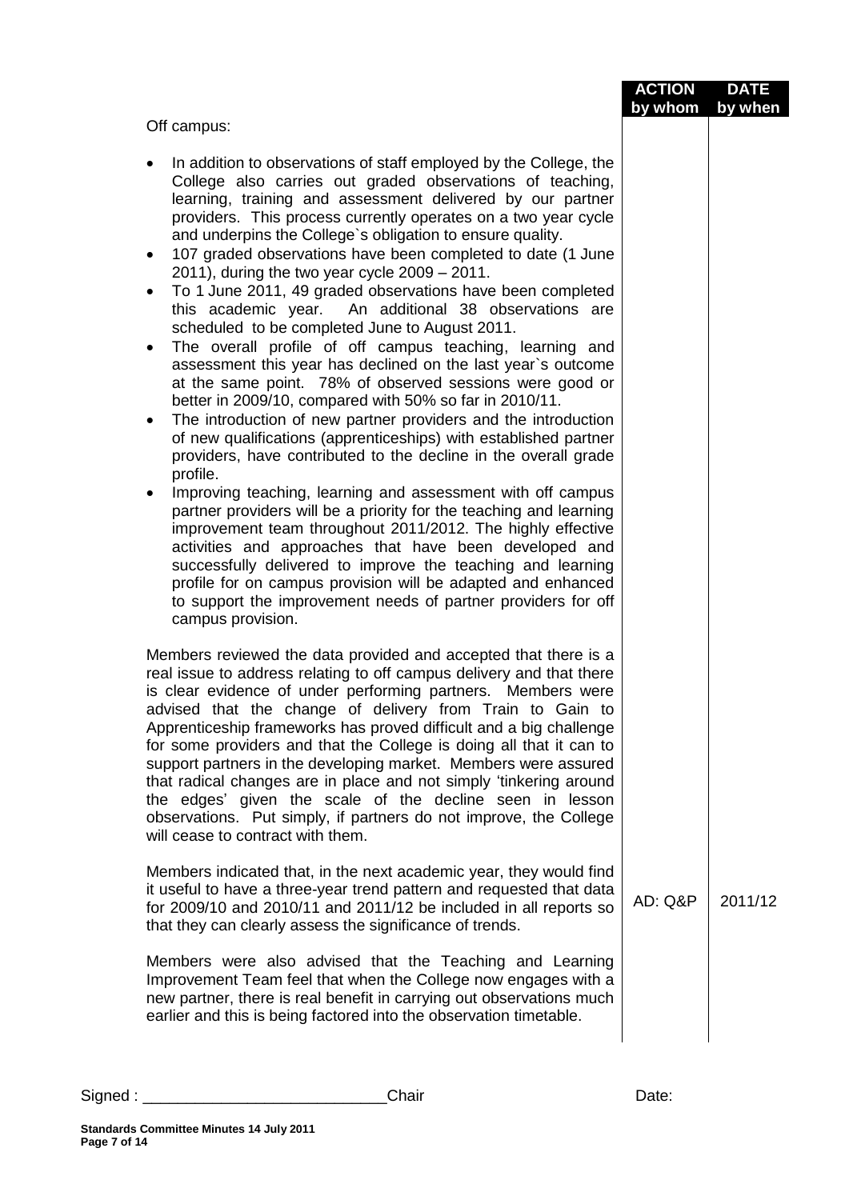| | ACTION by whom | DATE by when |
|---|---|---|
| Off campus: | | |
| • In addition to observations of staff employed by the College, the College also carries out graded observations of teaching, learning, training and assessment delivered by our partner providers. This process currently operates on a two year cycle and underpins the College`s obligation to ensure quality.<br>• 107 graded observations have been completed to date (1 June 2011), during the two year cycle 2009 – 2011.<br>• To 1 June 2011, 49 graded observations have been completed this academic year. An additional 38 observations are scheduled to be completed June to August 2011.<br>• The overall profile of off campus teaching, learning and assessment this year has declined on the last year`s outcome at the same point. 78% of observed sessions were good or better in 2009/10, compared with 50% so far in 2010/11.<br>• The introduction of new partner providers and the introduction of new qualifications (apprenticeships) with established partner providers, have contributed to the decline in the overall grade profile.<br>• Improving teaching, learning and assessment with off campus partner providers will be a priority for the teaching and learning improvement team throughout 2011/2012. The highly effective activities and approaches that have been developed and successfully delivered to improve the teaching and learning profile for on campus provision will be adapted and enhanced to support the improvement needs of partner providers for off campus provision. | | |
| Members reviewed the data provided and accepted that there is a real issue to address relating to off campus delivery and that there is clear evidence of under performing partners. Members were advised that the change of delivery from Train to Gain to Apprenticeship frameworks has proved difficult and a big challenge for some providers and that the College is doing all that it can to support partners in the developing market. Members were assured that radical changes are in place and not simply 'tinkering around the edges' given the scale of the decline seen in lesson observations. Put simply, if partners do not improve, the College will cease to contract with them. | | |
| Members indicated that, in the next academic year, they would find it useful to have a three-year trend pattern and requested that data for 2009/10 and 2010/11 and 2011/12 be included in all reports so that they can clearly assess the significance of trends. | AD: Q&P | 2011/12 |
| Members were also advised that the Teaching and Learning Improvement Team feel that when the College now engages with a new partner, there is real benefit in carrying out observations much earlier and this is being factored into the observation timetable. | | |

Signed : ___________________________Chair Date:

**Standards Committee Minutes 14 July 2011**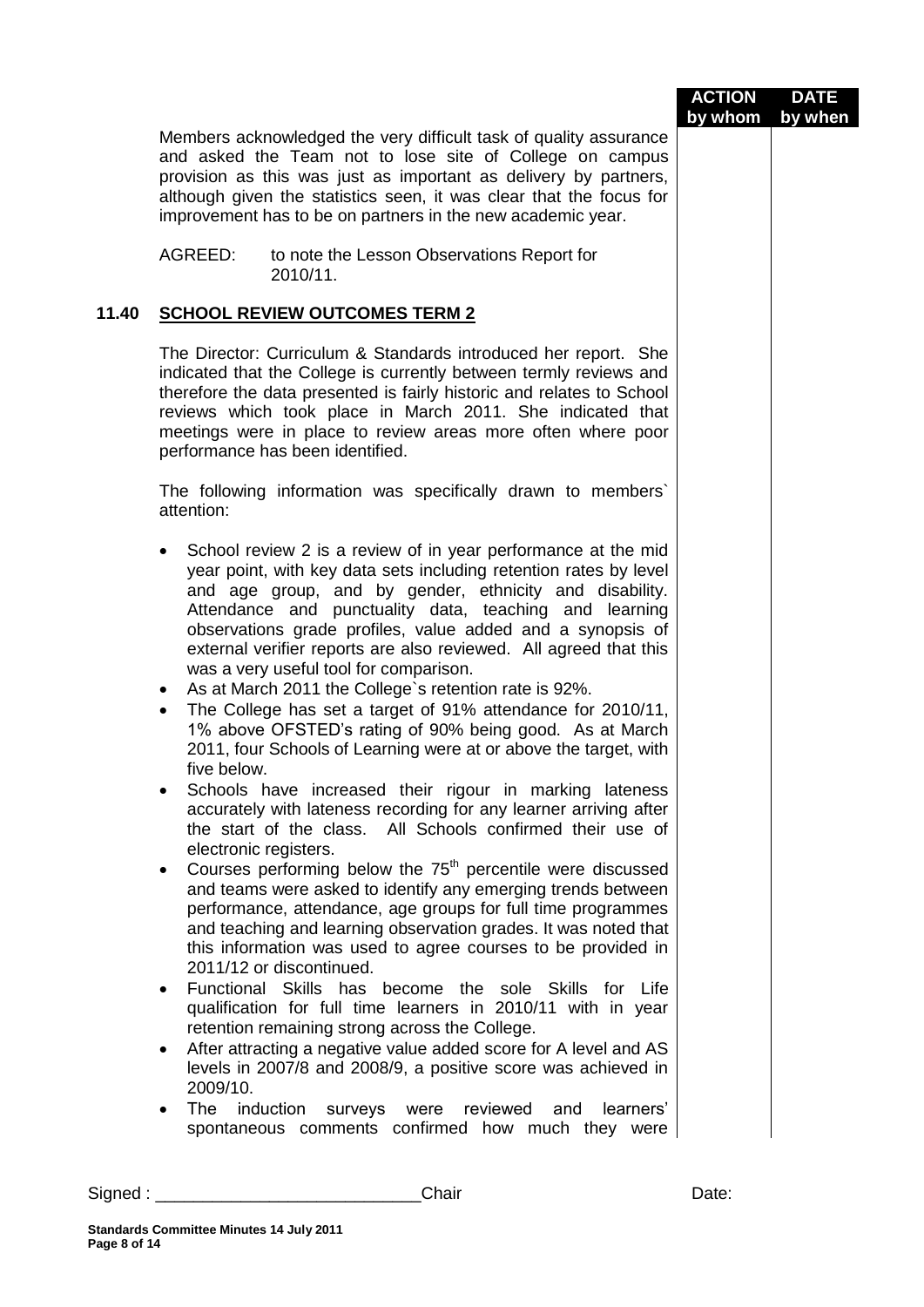| | | ACTION by whom | DATE by when |
|---|---|---|---|

Members acknowledged the very difficult task of quality assurance and asked the Team not to lose site of College on campus provision as this was just as important as delivery by partners, although given the statistics seen, it was clear that the focus for improvement has to be on partners in the new academic year.

AGREED: to note the Lesson Observations Report for 2010/11.

## 11.40 SCHOOL REVIEW OUTCOMES TERM 2

The Director: Curriculum & Standards introduced her report. She indicated that the College is currently between termly reviews and therefore the data presented is fairly historic and relates to School reviews which took place in March 2011. She indicated that meetings were in place to review areas more often where poor performance has been identified.

The following information was specifically drawn to members` attention:

- School review 2 is a review of in year performance at the mid year point, with key data sets including retention rates by level and age group, and by gender, ethnicity and disability. Attendance and punctuality data, teaching and learning observations grade profiles, value added and a synopsis of external verifier reports are also reviewed. All agreed that this was a very useful tool for comparison.
- As at March 2011 the College`s retention rate is 92%.
- The College has set a target of 91% attendance for 2010/11, 1% above OFSTED's rating of 90% being good. As at March 2011, four Schools of Learning were at or above the target, with five below.
- Schools have increased their rigour in marking lateness accurately with lateness recording for any learner arriving after the start of the class. All Schools confirmed their use of electronic registers.
- Courses performing below the 75th percentile were discussed and teams were asked to identify any emerging trends between performance, attendance, age groups for full time programmes and teaching and learning observation grades. It was noted that this information was used to agree courses to be provided in 2011/12 or discontinued.
- Functional Skills has become the sole Skills for Life qualification for full time learners in 2010/11 with in year retention remaining strong across the College.
- After attracting a negative value added score for A level and AS levels in 2007/8 and 2008/9, a positive score was achieved in 2009/10.
- The induction surveys were reviewed and learners' spontaneous comments confirmed how much they were

Signed : ____________________________Chair Date: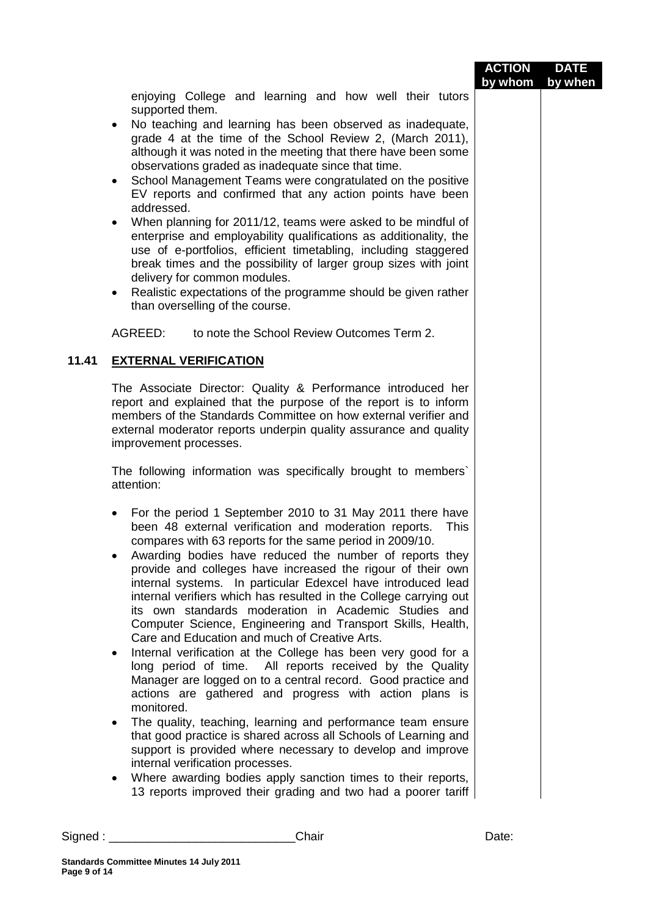| | ACTION by whom | DATE by when |
|---|---|---|

enjoying College and learning and how well their tutors supported them.

- No teaching and learning has been observed as inadequate, grade 4 at the time of the School Review 2, (March 2011), although it was noted in the meeting that there have been some observations graded as inadequate since that time.
- School Management Teams were congratulated on the positive EV reports and confirmed that any action points have been addressed.
- When planning for 2011/12, teams were asked to be mindful of enterprise and employability qualifications as additionality, the use of e-portfolios, efficient timetabling, including staggered break times and the possibility of larger group sizes with joint delivery for common modules.
- Realistic expectations of the programme should be given rather than overselling of the course.

AGREED: to note the School Review Outcomes Term 2.

## 11.41 EXTERNAL VERIFICATION

The Associate Director: Quality & Performance introduced her report and explained that the purpose of the report is to inform members of the Standards Committee on how external verifier and external moderator reports underpin quality assurance and quality improvement processes.

The following information was specifically brought to members` attention:

- For the period 1 September 2010 to 31 May 2011 there have been 48 external verification and moderation reports. This compares with 63 reports for the same period in 2009/10.
- Awarding bodies have reduced the number of reports they provide and colleges have increased the rigour of their own internal systems. In particular Edexcel have introduced lead internal verifiers which has resulted in the College carrying out its own standards moderation in Academic Studies and Computer Science, Engineering and Transport Skills, Health, Care and Education and much of Creative Arts.
- Internal verification at the College has been very good for a long period of time. All reports received by the Quality Manager are logged on to a central record. Good practice and actions are gathered and progress with action plans is monitored.
- The quality, teaching, learning and performance team ensure that good practice is shared across all Schools of Learning and support is provided where necessary to develop and improve internal verification processes.
- Where awarding bodies apply sanction times to their reports, 13 reports improved their grading and two had a poorer tariff

Signed : ____________________________Chair Date:

**Standards Committee Minutes 14 July 2011**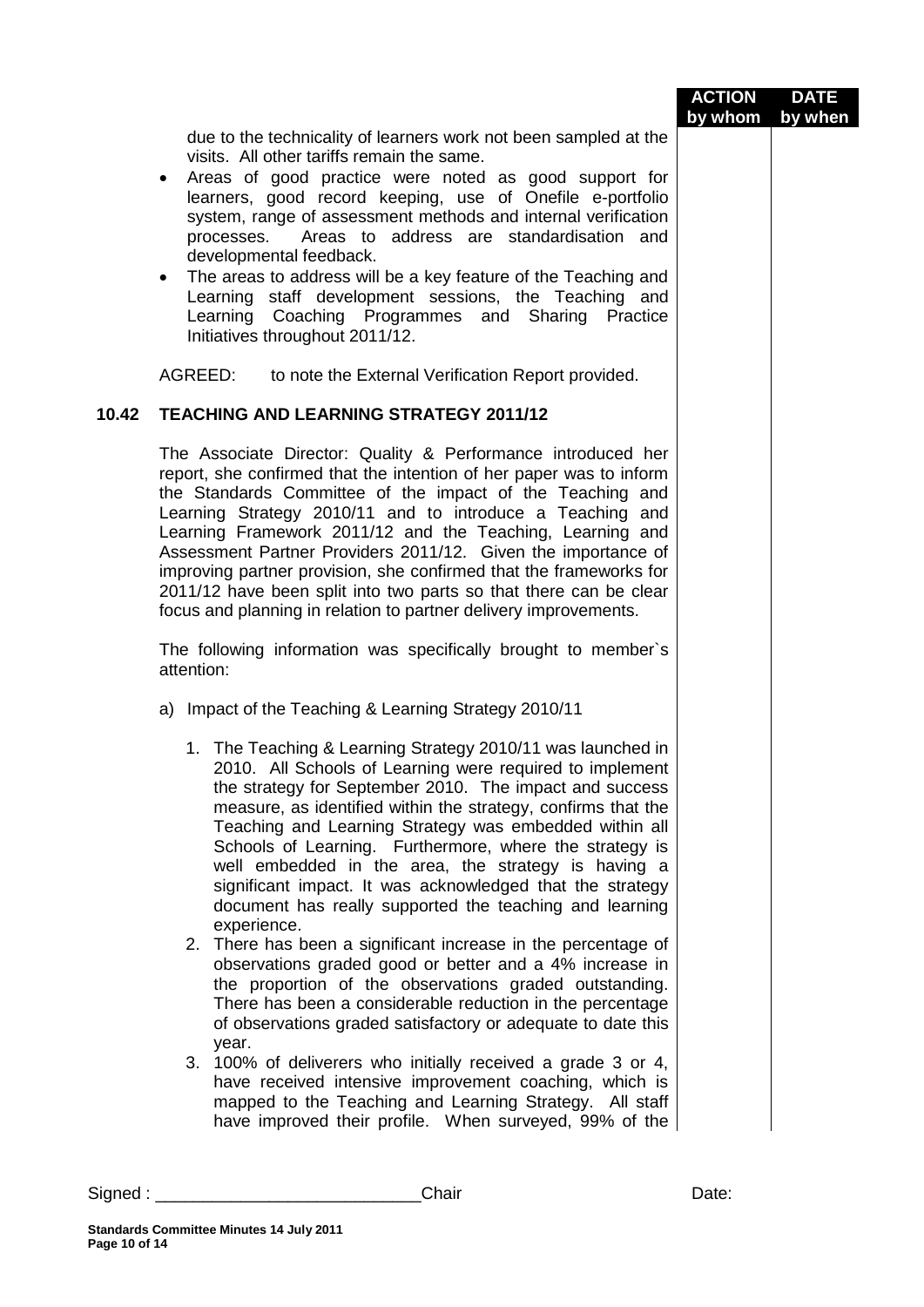due to the technicality of learners work not been sampled at the visits. All other tariffs remain the same.

- Areas of good practice were noted as good support for learners, good record keeping, use of Onefile e-portfolio system, range of assessment methods and internal verification processes. Areas to address are standardisation and developmental feedback.
- The areas to address will be a key feature of the Teaching and Learning staff development sessions, the Teaching and Learning Coaching Programmes and Sharing Practice Initiatives throughout 2011/12.

AGREED: to note the External Verification Report provided.

## 10.42 TEACHING AND LEARNING STRATEGY 2011/12

The Associate Director: Quality & Performance introduced her report, she confirmed that the intention of her paper was to inform the Standards Committee of the impact of the Teaching and Learning Strategy 2010/11 and to introduce a Teaching and Learning Framework 2011/12 and the Teaching, Learning and Assessment Partner Providers 2011/12. Given the importance of improving partner provision, she confirmed that the frameworks for 2011/12 have been split into two parts so that there can be clear focus and planning in relation to partner delivery improvements.

The following information was specifically brought to member`s attention:

a) Impact of the Teaching & Learning Strategy 2010/11

1. The Teaching & Learning Strategy 2010/11 was launched in 2010. All Schools of Learning were required to implement the strategy for September 2010. The impact and success measure, as identified within the strategy, confirms that the Teaching and Learning Strategy was embedded within all Schools of Learning. Furthermore, where the strategy is well embedded in the area, the strategy is having a significant impact. It was acknowledged that the strategy document has really supported the teaching and learning experience.
2. There has been a significant increase in the percentage of observations graded good or better and a 4% increase in the proportion of the observations graded outstanding. There has been a considerable reduction in the percentage of observations graded satisfactory or adequate to date this year.
3. 100% of deliverers who initially received a grade 3 or 4, have received intensive improvement coaching, which is mapped to the Teaching and Learning Strategy. All staff have improved their profile. When surveyed, 99% of the

Signed : ___________________________Chair Date: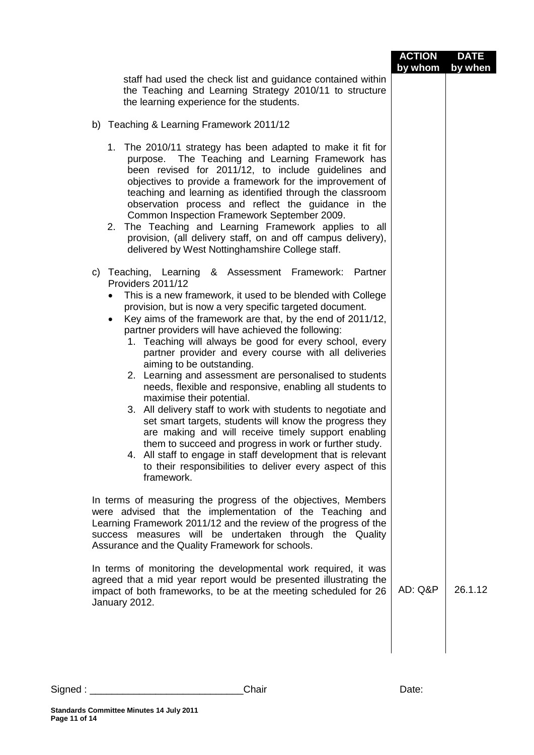| | ACTION by whom | DATE by when |
|---|---|---|
| staff had used the check list and guidance contained within the Teaching and Learning Strategy 2010/11 to structure the learning experience for the students. | | |

b) Teaching & Learning Framework 2011/12

1. The 2010/11 strategy has been adapted to make it fit for purpose. The Teaching and Learning Framework has been revised for 2011/12, to include guidelines and objectives to provide a framework for the improvement of teaching and learning as identified through the classroom observation process and reflect the guidance in the Common Inspection Framework September 2009.
2. The Teaching and Learning Framework applies to all provision, (all delivery staff, on and off campus delivery), delivered by West Nottinghamshire College staff.

c) Teaching, Learning & Assessment Framework: Partner Providers 2011/12

- This is a new framework, it used to be blended with College provision, but is now a very specific targeted document.
- Key aims of the framework are that, by the end of 2011/12, partner providers will have achieved the following:
  1. Teaching will always be good for every school, every partner provider and every course with all deliveries aiming to be outstanding.
  2. Learning and assessment are personalised to students needs, flexible and responsive, enabling all students to maximise their potential.
  3. All delivery staff to work with students to negotiate and set smart targets, students will know the progress they are making and will receive timely support enabling them to succeed and progress in work or further study.
  4. All staff to engage in staff development that is relevant to their responsibilities to deliver every aspect of this framework.

In terms of measuring the progress of the objectives, Members were advised that the implementation of the Teaching and Learning Framework 2011/12 and the review of the progress of the success measures will be undertaken through the Quality Assurance and the Quality Framework for schools.

| | ACTION by whom | DATE by when |
|---|---|---|
| In terms of monitoring the developmental work required, it was agreed that a mid year report would be presented illustrating the impact of both frameworks, to be at the meeting scheduled for 26 January 2012. | AD: Q&P | 26.1.12 |

Signed : ____________________________Chair Date:

Standards Committee Minutes 14 July 2011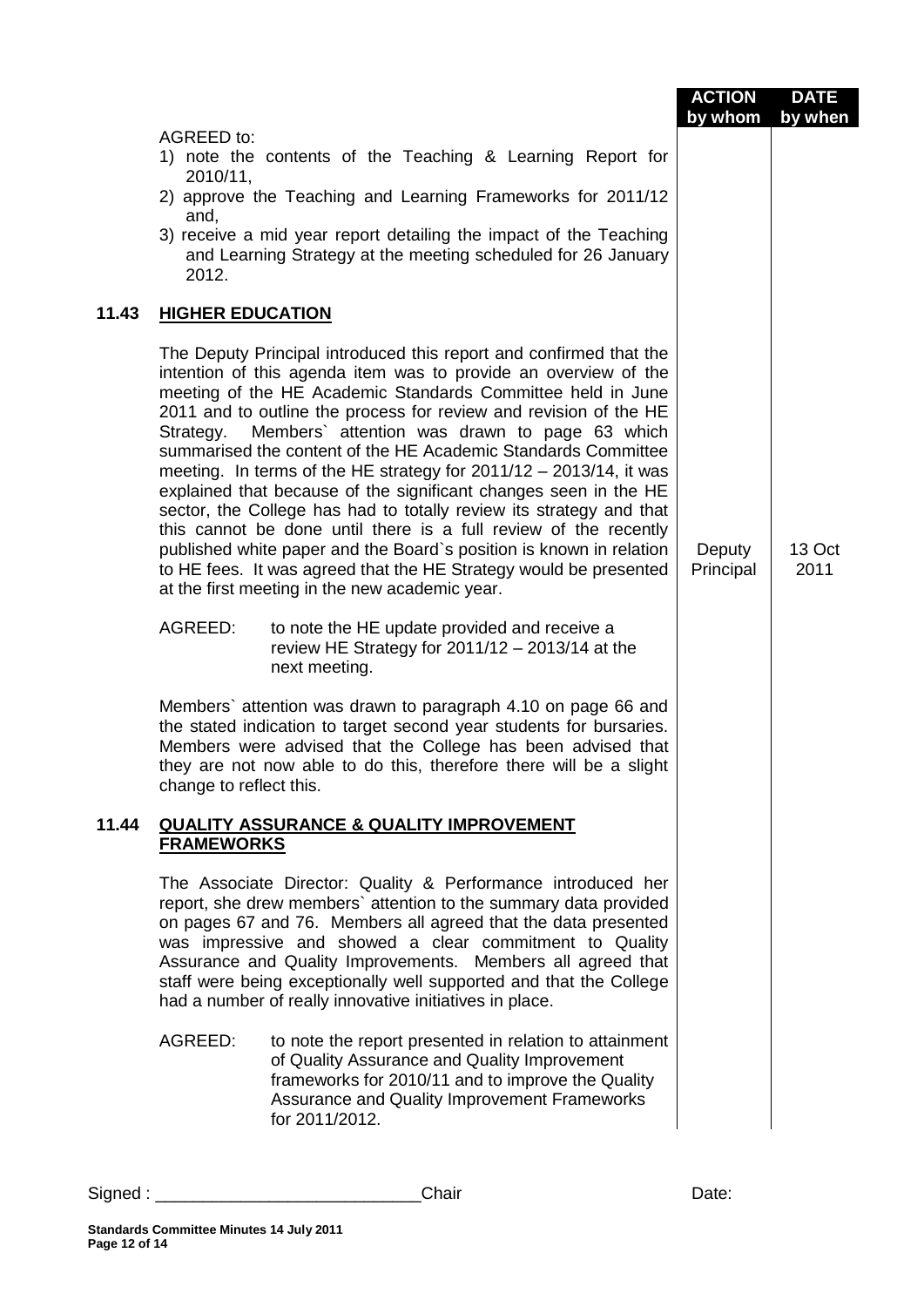| | | ACTION by whom | DATE by when |
|---|---|---|---|
| | AGREED to:<br>1) note the contents of the Teaching & Learning Report for 2010/11,<br>2) approve the Teaching and Learning Frameworks for 2011/12 and,<br>3) receive a mid year report detailing the impact of the Teaching and Learning Strategy at the meeting scheduled for 26 January 2012. | | |
| **11.43** | **HIGHER EDUCATION** | | |
| | The Deputy Principal introduced this report and confirmed that the intention of this agenda item was to provide an overview of the meeting of the HE Academic Standards Committee held in June 2011 and to outline the process for review and revision of the HE Strategy. Members` attention was drawn to page 63 which summarised the content of the HE Academic Standards Committee meeting. In terms of the HE strategy for 2011/12 – 2013/14, it was explained that because of the significant changes seen in the HE sector, the College has had to totally review its strategy and that this cannot be done until there is a full review of the recently published white paper and the Board`s position is known in relation to HE fees. It was agreed that the HE Strategy would be presented at the first meeting in the new academic year. | Deputy Principal | 13 Oct 2011 |
| | AGREED: to note the HE update provided and receive a review HE Strategy for 2011/12 – 2013/14 at the next meeting. | | |
| | Members` attention was drawn to paragraph 4.10 on page 66 and the stated indication to target second year students for bursaries. Members were advised that the College has been advised that they are not now able to do this, therefore there will be a slight change to reflect this. | | |
| **11.44** | **QUALITY ASSURANCE & QUALITY IMPROVEMENT FRAMEWORKS** | | |
| | The Associate Director: Quality & Performance introduced her report, she drew members` attention to the summary data provided on pages 67 and 76. Members all agreed that the data presented was impressive and showed a clear commitment to Quality Assurance and Quality Improvements. Members all agreed that staff were being exceptionally well supported and that the College had a number of really innovative initiatives in place. | | |
| | AGREED: to note the report presented in relation to attainment of Quality Assurance and Quality Improvement frameworks for 2010/11 and to improve the Quality Assurance and Quality Improvement Frameworks for 2011/2012. | | |

Signed : ____________________________Chair Date: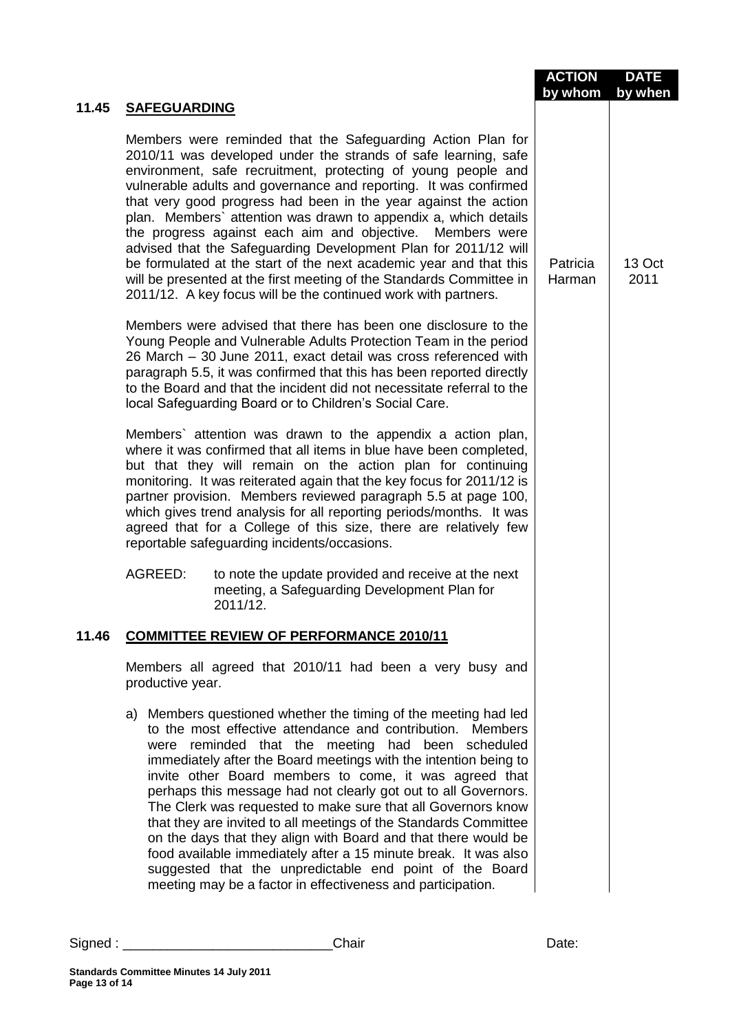| | | ACTION by whom | DATE by when |
|---|---|---|---|
| **11.45** | **SAFEGUARDING** | | |
| | Members were reminded that the Safeguarding Action Plan for 2010/11 was developed under the strands of safe learning, safe environment, safe recruitment, protecting of young people and vulnerable adults and governance and reporting. It was confirmed that very good progress had been in the year against the action plan. Members` attention was drawn to appendix a, which details the progress against each aim and objective. Members were advised that the Safeguarding Development Plan for 2011/12 will be formulated at the start of the next academic year and that this will be presented at the first meeting of the Standards Committee in 2011/12. A key focus will be the continued work with partners. | Patricia Harman | 13 Oct 2011 |
| | Members were advised that there has been one disclosure to the Young People and Vulnerable Adults Protection Team in the period 26 March – 30 June 2011, exact detail was cross referenced with paragraph 5.5, it was confirmed that this has been reported directly to the Board and that the incident did not necessitate referral to the local Safeguarding Board or to Children's Social Care. | | |
| | Members` attention was drawn to the appendix a action plan, where it was confirmed that all items in blue have been completed, but that they will remain on the action plan for continuing monitoring. It was reiterated again that the key focus for 2011/12 is partner provision. Members reviewed paragraph 5.5 at page 100, which gives trend analysis for all reporting periods/months. It was agreed that for a College of this size, there are relatively few reportable safeguarding incidents/occasions. | | |
| | AGREED: to note the update provided and receive at the next meeting, a Safeguarding Development Plan for 2011/12. | | |
| **11.46** | **COMMITTEE REVIEW OF PERFORMANCE 2010/11** | | |
| | Members all agreed that 2010/11 had been a very busy and productive year. | | |
| | a) Members questioned whether the timing of the meeting had led to the most effective attendance and contribution. Members were reminded that the meeting had been scheduled immediately after the Board meetings with the intention being to invite other Board members to come, it was agreed that perhaps this message had not clearly got out to all Governors. The Clerk was requested to make sure that all Governors know that they are invited to all meetings of the Standards Committee on the days that they align with Board and that there would be food available immediately after a 15 minute break. It was also suggested that the unpredictable end point of the Board meeting may be a factor in effectiveness and participation. | | |

Signed : ___________________________Chair Date: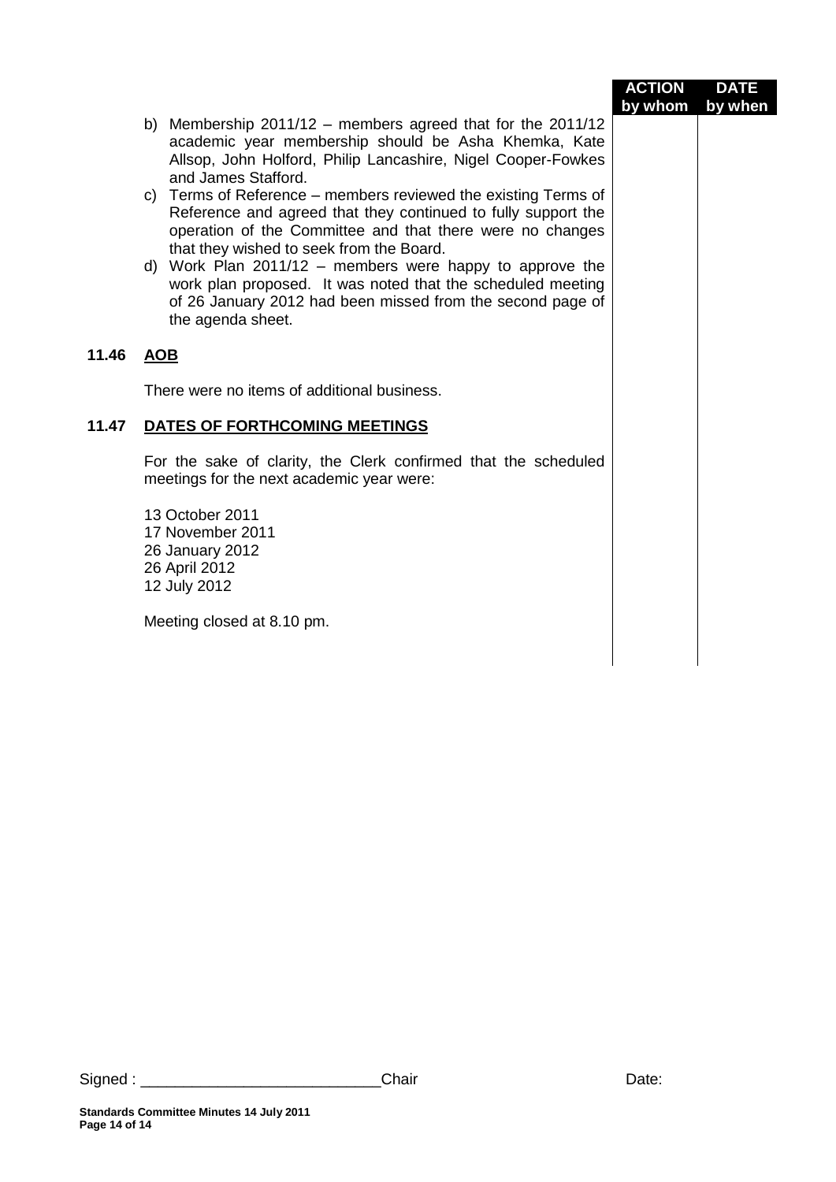| | ACTION by whom | DATE by when |
|---|---|---|
| b) Membership 2011/12 – members agreed that for the 2011/12 academic year membership should be Asha Khemka, Kate Allsop, John Holford, Philip Lancashire, Nigel Cooper-Fowkes and James Stafford. | | |
| c) Terms of Reference – members reviewed the existing Terms of Reference and agreed that they continued to fully support the operation of the Committee and that there were no changes that they wished to seek from the Board. | | |
| d) Work Plan 2011/12 – members were happy to approve the work plan proposed. It was noted that the scheduled meeting of 26 January 2012 had been missed from the second page of the agenda sheet. | | |

**11.46 AOB**

There were no items of additional business.

**11.47 DATES OF FORTHCOMING MEETINGS**

For the sake of clarity, the Clerk confirmed that the scheduled meetings for the next academic year were:

13 October 2011
17 November 2011
26 January 2012
26 April 2012
12 July 2012

Meeting closed at 8.10 pm.

Signed : ____________________________Chair Date: